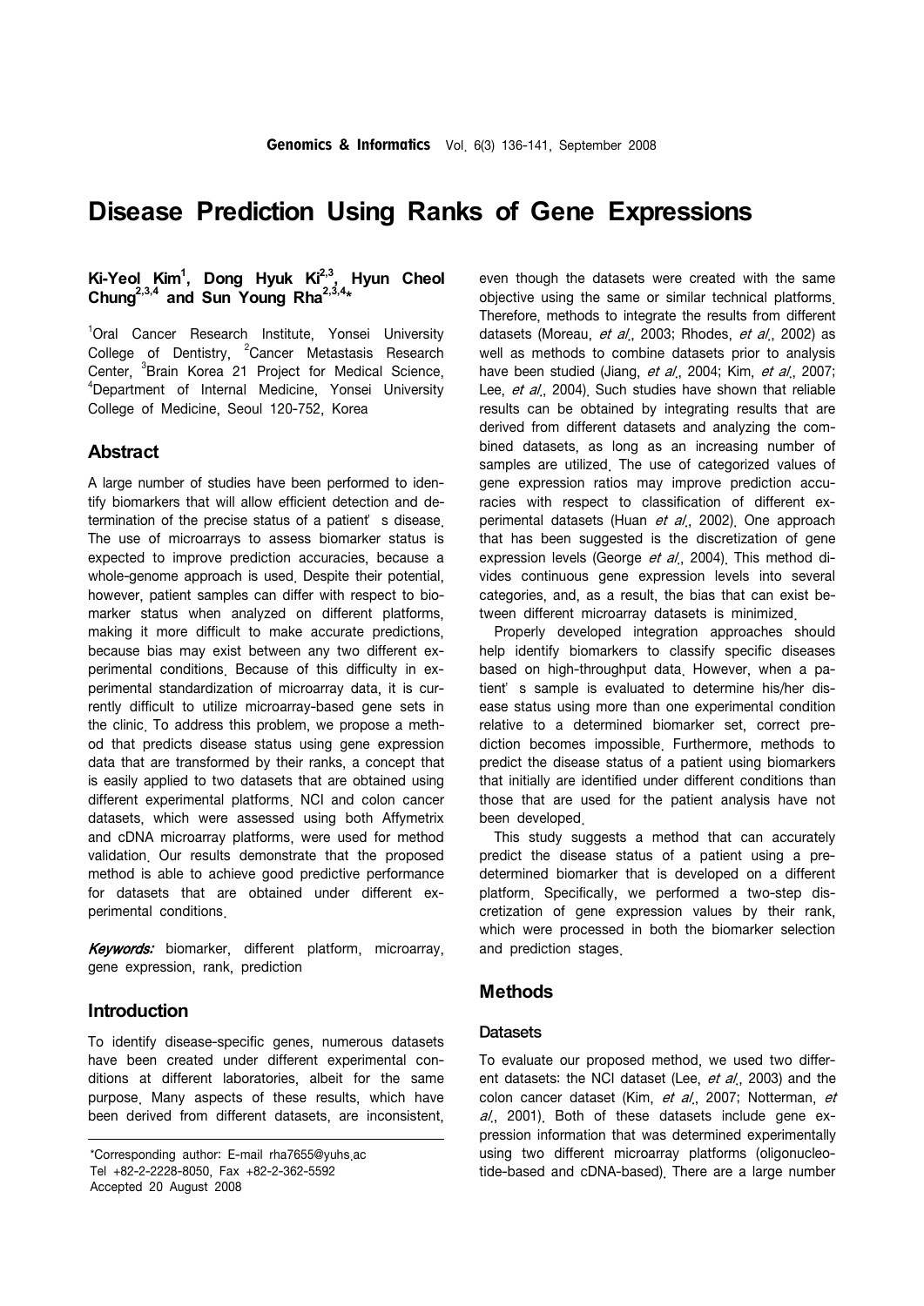# Disease Prediction Using Ranks of Gene Expressions

**Ki-Yeol Kim[1], Dong Hyuk Ki[2,3], Hyun Cheol Chung[2,3,4] and Sun Young Rha[2,3,4]***

[1]Oral Cancer Research Institute, Yonsei University College of Dentistry, [2]Cancer Metastasis Research Center, [3]Brain Korea 21 Project for Medical Science, [4]Department of Internal Medicine, Yonsei University College of Medicine, Seoul 120-752, Korea

## Abstract

A large number of studies have been performed to identify biomarkers that will allow efficient detection and determination of the precise status of a patient' s disease. The use of microarrays to assess biomarker status is expected to improve prediction accuracies, because a whole-genome approach is used. Despite their potential, however, patient samples can differ with respect to biomarker status when analyzed on different platforms, making it more difficult to make accurate predictions, because bias may exist between any two different experimental conditions. Because of this difficulty in experimental standardization of microarray data, it is currently difficult to utilize microarray-based gene sets in the clinic. To address this problem, we propose a method that predicts disease status using gene expression data that are transformed by their ranks, a concept that is easily applied to two datasets that are obtained using different experimental platforms. NCI and colon cancer datasets, which were assessed using both Affymetrix and cDNA microarray platforms, were used for method validation. Our results demonstrate that the proposed method is able to achieve good predictive performance for datasets that are obtained under different experimental conditions.

***Keywords:*** biomarker, different platform, microarray, gene expression, rank, prediction

## Introduction

To identify disease-specific genes, numerous datasets have been created under different experimental conditions at different laboratories, albeit for the same purpose. Many aspects of these results, which have been derived from different datasets, are inconsistent, even though the datasets were created with the same objective using the same or similar technical platforms. Therefore, methods to integrate the results from different datasets (Moreau, *et al*., 2003; Rhodes, *et al*., 2002) as well as methods to combine datasets prior to analysis have been studied (Jiang, *et al*., 2004; Kim, *et al*., 2007; Lee, *et al*., 2004). Such studies have shown that reliable results can be obtained by integrating results that are derived from different datasets and analyzing the combined datasets, as long as an increasing number of samples are utilized. The use of categorized values of gene expression ratios may improve prediction accuracies with respect to classification of different experimental datasets (Huan *et al*., 2002). One approach that has been suggested is the discretization of gene expression levels (George *et al*., 2004). This method divides continuous gene expression levels into several categories, and, as a result, the bias that can exist between different microarray datasets is minimized.

Properly developed integration approaches should help identify biomarkers to classify specific diseases based on high-throughput data. However, when a patient' s sample is evaluated to determine his/her disease status using more than one experimental condition relative to a determined biomarker set, correct prediction becomes impossible. Furthermore, methods to predict the disease status of a patient using biomarkers that initially are identified under different conditions than those that are used for the patient analysis have not been developed.

This study suggests a method that can accurately predict the disease status of a patient using a predetermined biomarker that is developed on a different platform. Specifically, we performed a two-step discretization of gene expression values by their rank, which were processed in both the biomarker selection and prediction stages.

## Methods

### Datasets

To evaluate our proposed method, we used two different datasets: the NCI dataset (Lee, *et al*., 2003) and the colon cancer dataset (Kim, *et al*., 2007; Notterman, *et al*., 2001). Both of these datasets include gene expression information that was determined experimentally using two different microarray platforms (oligonucleotide-based and cDNA-based). There are a large number

*Corresponding author: E-mail rha7655@yuhs.ac
Tel +82-2-2228-8050, Fax +82-2-362-5592
Accepted 20 August 2008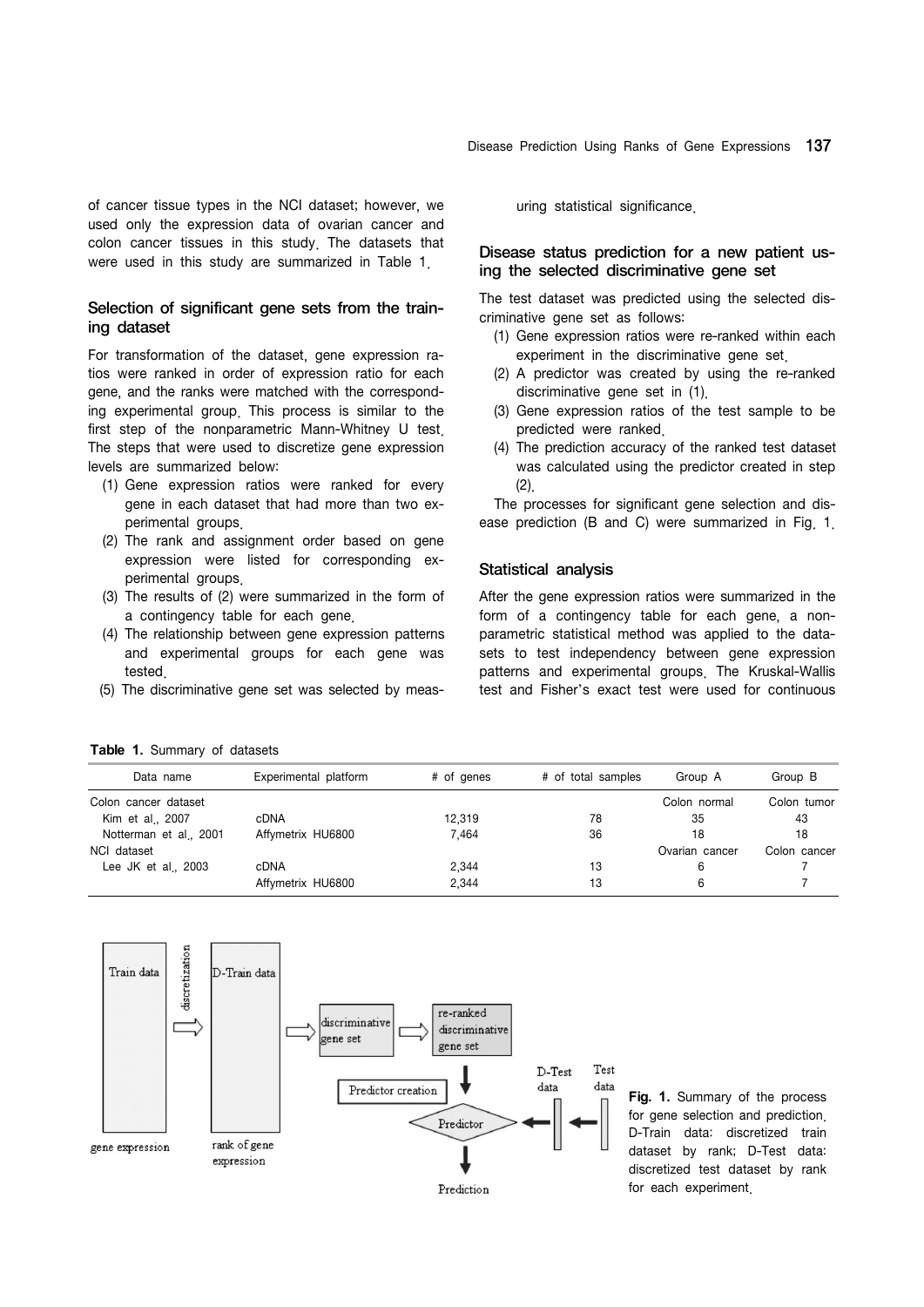of cancer tissue types in the NCI dataset; however, we used only the expression data of ovarian cancer and colon cancer tissues in this study. The datasets that were used in this study are summarized in Table 1.

### Selection of significant gene sets from the training dataset

For transformation of the dataset, gene expression ratios were ranked in order of expression ratio for each gene, and the ranks were matched with the corresponding experimental group. This process is similar to the first step of the nonparametric Mann-Whitney U test. The steps that were used to discretize gene expression levels are summarized below:

(1) Gene expression ratios were ranked for every gene in each dataset that had more than two experimental groups.
(2) The rank and assignment order based on gene expression were listed for corresponding experimental groups.
(3) The results of (2) were summarized in the form of a contingency table for each gene.
(4) The relationship between gene expression patterns and experimental groups for each gene was tested.
(5) The discriminative gene set was selected by measuring statistical significance.

### Disease status prediction for a new patient using the selected discriminative gene set

The test dataset was predicted using the selected discriminative gene set as follows:

(1) Gene expression ratios were re-ranked within each experiment in the discriminative gene set.
(2) A predictor was created by using the re-ranked discriminative gene set in (1).
(3) Gene expression ratios of the test sample to be predicted were ranked.
(4) The prediction accuracy of the ranked test dataset was calculated using the predictor created in step (2).

The processes for significant gene selection and disease prediction (B and C) were summarized in Fig. 1.

### Statistical analysis

After the gene expression ratios were summarized in the form of a contingency table for each gene, a nonparametric statistical method was applied to the datasets to test independency between gene expression patterns and experimental groups. The Kruskal-Wallis test and Fisher's exact test were used for continuous

**Table 1.** Summary of datasets

| Data name | Experimental platform | # of genes | # of total samples | Group A | Group B |
|---|---|---|---|---|---|
| Colon cancer dataset | | | | Colon normal | Colon tumor |
| Kim et al., 2007 | cDNA | 12,319 | 78 | 35 | 43 |
| Notterman et al., 2001 | Affymetrix HU6800 | 7,464 | 36 | 18 | 18 |
| NCI dataset | | | | Ovarian cancer | Colon cancer |
| Lee JK et al., 2003 | cDNA | 2,344 | 13 | 6 | 7 |
| | Affymetrix HU6800 | 2,344 | 13 | 6 | 7 |

**Fig. 1.** Summary of the process for gene selection and prediction. D-Train data: discretized train dataset by rank; D-Test data: discretized test dataset by rank for each experiment.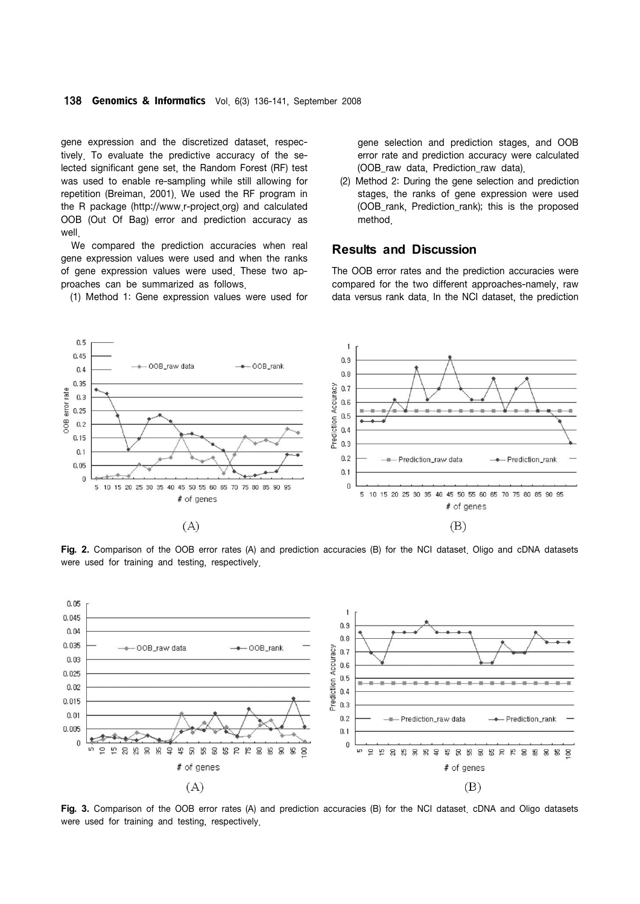gene expression and the discretized dataset, respectively. To evaluate the predictive accuracy of the selected significant gene set, the Random Forest (RF) test was used to enable re-sampling while still allowing for repetition (Breiman, 2001). We used the RF program in the R package (http://www.r-project.org) and calculated OOB (Out Of Bag) error and prediction accuracy as well.

We compared the prediction accuracies when real gene expression values were used and when the ranks of gene expression values were used. These two approaches can be summarized as follows.

(1) Method 1: Gene expression values were used for gene selection and prediction stages, and OOB error rate and prediction accuracy were calculated (OOB_raw data, Prediction_raw data).

(2) Method 2: During the gene selection and prediction stages, the ranks of gene expression were used (OOB_rank, Prediction_rank); this is the proposed method.

## Results and Discussion

The OOB error rates and the prediction accuracies were compared for the two different approaches-namely, raw data versus rank data. In the NCI dataset, the prediction

**Fig. 2.** Comparison of the OOB error rates (A) and prediction accuracies (B) for the NCI dataset. Oligo and cDNA datasets were used for training and testing, respectively.

**Fig. 3.** Comparison of the OOB error rates (A) and prediction accuracies (B) for the NCI dataset. cDNA and Oligo datasets were used for training and testing, respectively.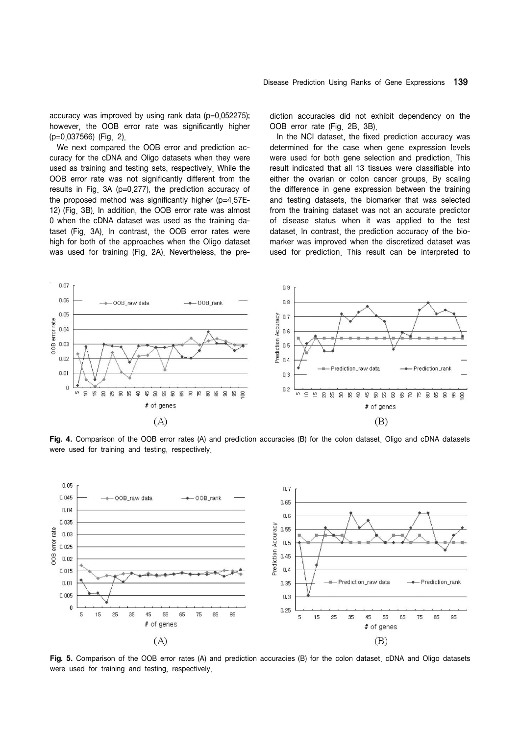accuracy was improved by using rank data (p=0.052275); however, the OOB error rate was significantly higher (p=0.037566) (Fig. 2).

We next compared the OOB error and prediction accuracy for the cDNA and Oligo datasets when they were used as training and testing sets, respectively. While the OOB error rate was not significantly different from the results in Fig. 3A (p=0.277), the prediction accuracy of the proposed method was significantly higher (p=4.57E-12) (Fig. 3B). In addition, the OOB error rate was almost 0 when the cDNA dataset was used as the training dataset (Fig. 3A). In contrast, the OOB error rates were high for both of the approaches when the Oligo dataset was used for training (Fig. 2A). Nevertheless, the prediction accuracies did not exhibit dependency on the OOB error rate (Fig. 2B, 3B).

In the NCI dataset, the fixed prediction accuracy was determined for the case when gene expression levels were used for both gene selection and prediction. This result indicated that all 13 tissues were classifiable into either the ovarian or colon cancer groups. By scaling the difference in gene expression between the training and testing datasets, the biomarker that was selected from the training dataset was not an accurate predictor of disease status when it was applied to the test dataset. In contrast, the prediction accuracy of the biomarker was improved when the discretized dataset was used for prediction. This result can be interpreted to

**Fig. 4.** Comparison of the OOB error rates (A) and prediction accuracies (B) for the colon dataset. Oligo and cDNA datasets were used for training and testing, respectively.

**Fig. 5.** Comparison of the OOB error rates (A) and prediction accuracies (B) for the colon dataset. cDNA and Oligo datasets were used for training and testing, respectively.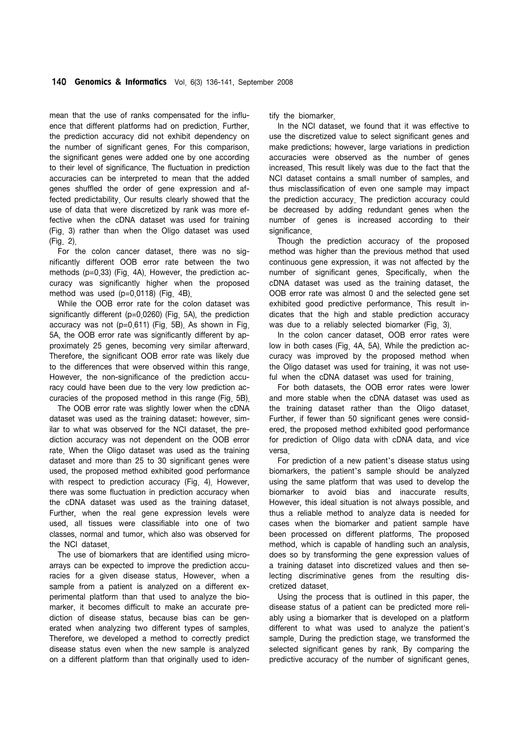mean that the use of ranks compensated for the influence that different platforms had on prediction. Further, the prediction accuracy did not exhibit dependency on the number of significant genes. For this comparison, the significant genes were added one by one according to their level of significance. The fluctuation in prediction accuracies can be interpreted to mean that the added genes shuffled the order of gene expression and affected predictability. Our results clearly showed that the use of data that were discretized by rank was more effective when the cDNA dataset was used for training (Fig. 3) rather than when the Oligo dataset was used (Fig. 2).

For the colon cancer dataset, there was no significantly different OOB error rate between the two methods (p=0.33) (Fig. 4A). However, the prediction accuracy was significantly higher when the proposed method was used (p=0.0118) (Fig. 4B).

While the OOB error rate for the colon dataset was significantly different (p=0.0260) (Fig. 5A), the prediction accuracy was not (p=0.611) (Fig. 5B). As shown in Fig. 5A, the OOB error rate was significantly different by approximately 25 genes, becoming very similar afterward. Therefore, the significant OOB error rate was likely due to the differences that were observed within this range. However, the non-significance of the prediction accuracy could have been due to the very low prediction accuracies of the proposed method in this range (Fig. 5B).

The OOB error rate was slightly lower when the cDNA dataset was used as the training dataset; however, similar to what was observed for the NCI dataset, the prediction accuracy was not dependent on the OOB error rate. When the Oligo dataset was used as the training dataset and more than 25 to 30 significant genes were used, the proposed method exhibited good performance with respect to prediction accuracy (Fig. 4). However, there was some fluctuation in prediction accuracy when the cDNA dataset was used as the training dataset. Further, when the real gene expression levels were used, all tissues were classifiable into one of two classes, normal and tumor, which also was observed for the NCI dataset.

The use of biomarkers that are identified using microarrays can be expected to improve the prediction accuracies for a given disease status. However, when a sample from a patient is analyzed on a different experimental platform than that used to analyze the biomarker, it becomes difficult to make an accurate prediction of disease status, because bias can be generated when analyzing two different types of samples. Therefore, we developed a method to correctly predict disease status even when the new sample is analyzed on a different platform than that originally used to identify the biomarker.

In the NCI dataset, we found that it was effective to use the discretized value to select significant genes and make predictions; however, large variations in prediction accuracies were observed as the number of genes increased. This result likely was due to the fact that the NCI dataset contains a small number of samples, and thus misclassification of even one sample may impact the prediction accuracy. The prediction accuracy could be decreased by adding redundant genes when the number of genes is increased according to their significance.

Though the prediction accuracy of the proposed method was higher than the previous method that used continuous gene expression, it was not affected by the number of significant genes. Specifically, when the cDNA dataset was used as the training dataset, the OOB error rate was almost 0 and the selected gene set exhibited good predictive performance. This result indicates that the high and stable prediction accuracy was due to a reliably selected biomarker (Fig. 3).

In the colon cancer dataset, OOB error rates were low in both cases (Fig. 4A, 5A). While the prediction accuracy was improved by the proposed method when the Oligo dataset was used for training, it was not useful when the cDNA dataset was used for training.

For both datasets, the OOB error rates were lower and more stable when the cDNA dataset was used as the training dataset rather than the Oligo dataset. Further, if fewer than 50 significant genes were considered, the proposed method exhibited good performance for prediction of Oligo data with cDNA data, and vice versa.

For prediction of a new patient's disease status using biomarkers, the patient's sample should be analyzed using the same platform that was used to develop the biomarker to avoid bias and inaccurate results. However, this ideal situation is not always possible, and thus a reliable method to analyze data is needed for cases when the biomarker and patient sample have been processed on different platforms. The proposed method, which is capable of handling such an analysis, does so by transforming the gene expression values of a training dataset into discretized values and then selecting discriminative genes from the resulting discretized dataset.

Using the process that is outlined in this paper, the disease status of a patient can be predicted more reliably using a biomarker that is developed on a platform different to what was used to analyze the patient's sample. During the prediction stage, we transformed the selected significant genes by rank. By comparing the predictive accuracy of the number of significant genes,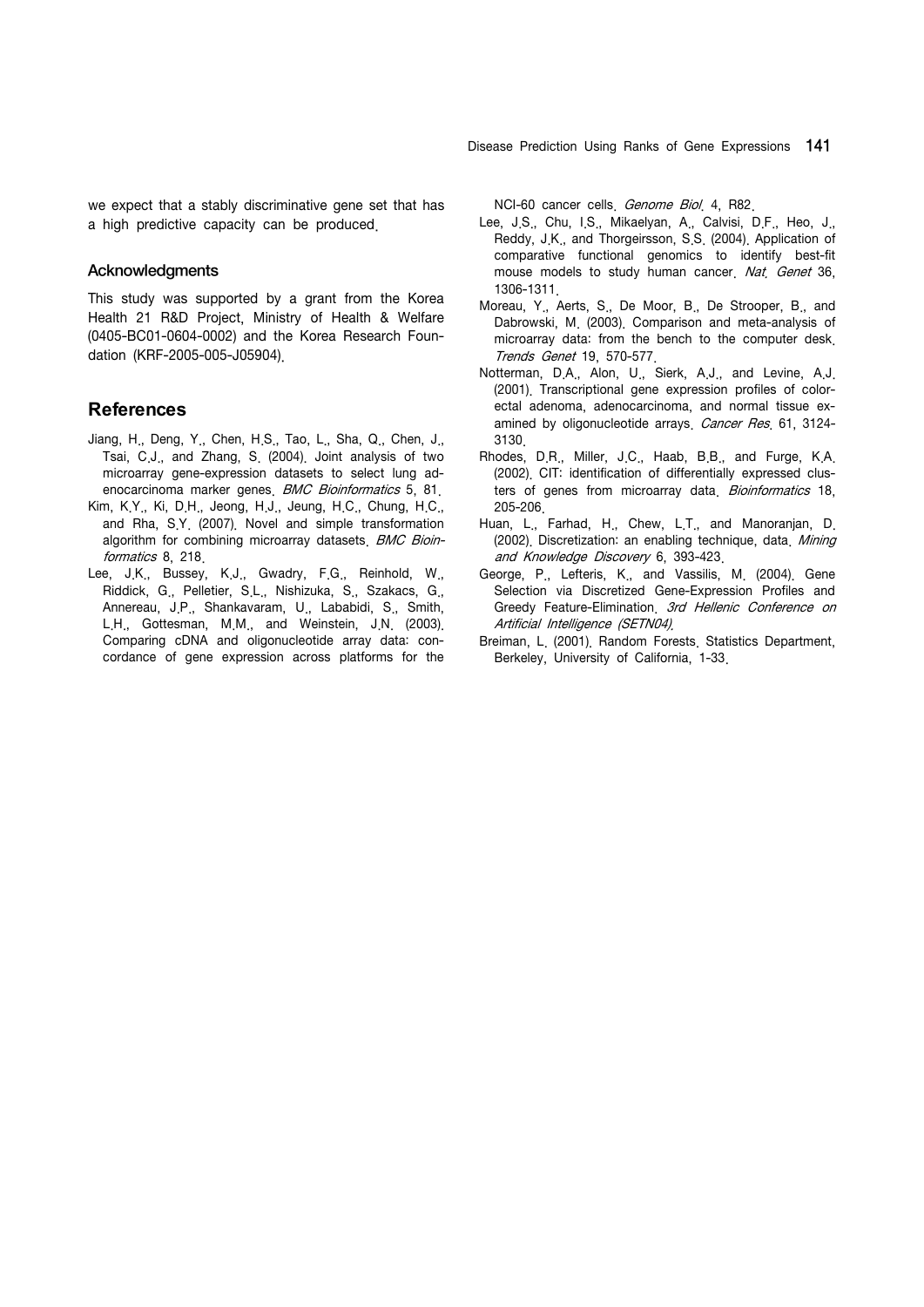we expect that a stably discriminative gene set that has a high predictive capacity can be produced.

### Acknowledgments

This study was supported by a grant from the Korea Health 21 R&D Project, Ministry of Health & Welfare (0405-BC01-0604-0002) and the Korea Research Foundation (KRF-2005-005-J05904).

## References

Jiang, H., Deng, Y., Chen, H.S., Tao, L., Sha, Q., Chen, J., Tsai, C.J., and Zhang, S. (2004). Joint analysis of two microarray gene-expression datasets to select lung adenocarcinoma marker genes. *BMC Bioinformatics* 5, 81.

Kim, K.Y., Ki, D.H., Jeong, H.J., Jeung, H.C., Chung, H.C., and Rha, S.Y. (2007). Novel and simple transformation algorithm for combining microarray datasets. *BMC Bioinformatics* 8, 218.

Lee, J.K., Bussey, K.J., Gwadry, F.G., Reinhold, W., Riddick, G., Pelletier, S.L., Nishizuka, S., Szakacs, G., Annereau, J.P., Shankavaram, U., Lababidi, S., Smith, L.H., Gottesman, M.M., and Weinstein, J.N. (2003). Comparing cDNA and oligonucleotide array data: concordance of gene expression across platforms for the NCI-60 cancer cells. *Genome Biol.* 4, R82.

Lee, J.S., Chu, I.S., Mikaelyan, A., Calvisi, D.F., Heo, J., Reddy, J.K., and Thorgeirsson, S.S. (2004). Application of comparative functional genomics to identify best-fit mouse models to study human cancer. *Nat. Genet* 36, 1306-1311.

Moreau, Y., Aerts, S., De Moor, B., De Strooper, B., and Dabrowski, M. (2003). Comparison and meta-analysis of microarray data: from the bench to the computer desk. *Trends Genet* 19, 570-577.

Notterman, D.A., Alon, U., Sierk, A.J., and Levine, A.J. (2001). Transcriptional gene expression profiles of colorectal adenoma, adenocarcinoma, and normal tissue examined by oligonucleotide arrays. *Cancer Res.* 61, 3124-3130.

Rhodes, D.R., Miller, J.C., Haab, B.B., and Furge, K.A. (2002). CIT: identification of differentially expressed clusters of genes from microarray data. *Bioinformatics* 18, 205-206.

Huan, L., Farhad, H., Chew, L.T., and Manoranjan, D. (2002). Discretization: an enabling technique, data. *Mining and Knowledge Discovery* 6, 393-423.

George, P., Lefteris, K., and Vassilis, M. (2004). Gene Selection via Discretized Gene-Expression Profiles and Greedy Feature-Elimination. *3rd Hellenic Conference on Artificial Intelligence (SETN04).*

Breiman, L. (2001). Random Forests. Statistics Department, Berkeley, University of California, 1-33.